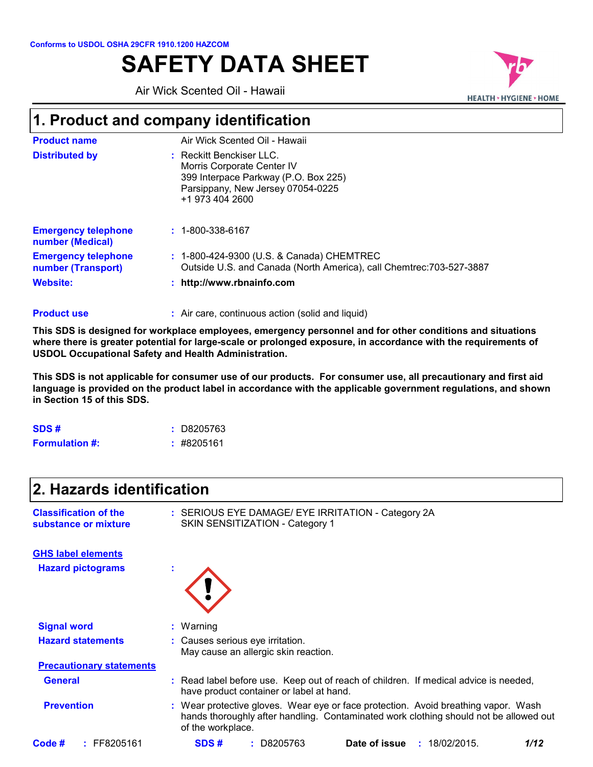Conforms to USDOL OSHA 29CFR 1910.1200 HAZCOM

# SAFETY DATA SHEET

Air Wick Scented Oil - Hawaii

## 1. Product and company identification

**Product name** Air Wick Scented Oil - Hawaii

**Distributed by** : Reckitt Benckiser LLC.
Morris Corporate Center IV
399 Interpace Parkway (P.O. Box 225)
Parsippany, New Jersey 07054-0225
+1 973 404 2600

**Emergency telephone number (Medical)** : 1-800-338-6167

**Emergency telephone number (Transport)** : 1-800-424-9300 (U.S. & Canada) CHEMTREC
Outside U.S. and Canada (North America), call Chemtrec:703-527-3887

**Website:** : **http://www.rbnainfo.com**

**Product use** : Air care, continuous action (solid and liquid)

**This SDS is designed for workplace employees, emergency personnel and for other conditions and situations where there is greater potential for large-scale or prolonged exposure, in accordance with the requirements of USDOL Occupational Safety and Health Administration.**

**This SDS is not applicable for consumer use of our products. For consumer use, all precautionary and first aid language is provided on the product label in accordance with the applicable government regulations, and shown in Section 15 of this SDS.**

**SDS #** : D8205763

**Formulation #:** : #8205161

## 2. Hazards identification

**Classification of the substance or mixture** : SERIOUS EYE DAMAGE/ EYE IRRITATION - Category 2A
SKIN SENSITIZATION - Category 1

### GHS label elements

**Hazard pictograms** :

**Signal word** : Warning

**Hazard statements** : Causes serious eye irritation.
May cause an allergic skin reaction.

### Precautionary statements

**General** : Read label before use. Keep out of reach of children. If medical advice is needed, have product container or label at hand.

**Prevention** : Wear protective gloves. Wear eye or face protection. Avoid breathing vapor. Wash hands thoroughly after handling. Contaminated work clothing should not be allowed out of the workplace.

**Code #** : FF8205161 **SDS #** : D8205763 **Date of issue** : 18/02/2015.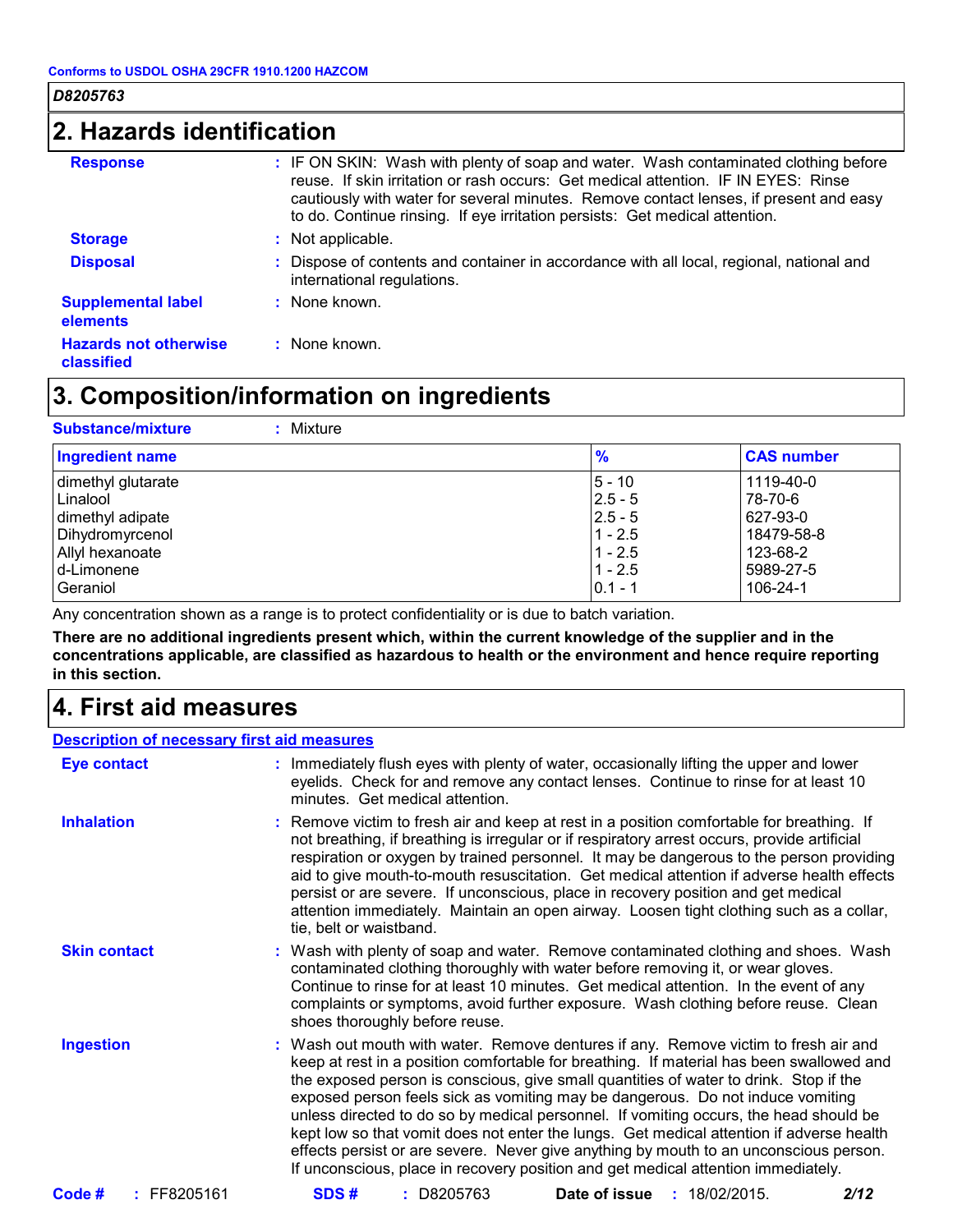Conforms to USDOL OSHA 29CFR 1910.1200 HAZCOM

*D8205763*

## 2. Hazards identification

**Response** : IF ON SKIN: Wash with plenty of soap and water. Wash contaminated clothing before reuse. If skin irritation or rash occurs: Get medical attention. IF IN EYES: Rinse cautiously with water for several minutes. Remove contact lenses, if present and easy to do. Continue rinsing. If eye irritation persists: Get medical attention.

**Storage** : Not applicable.

**Disposal** : Dispose of contents and container in accordance with all local, regional, national and international regulations.

**Supplemental label elements** : None known.

**Hazards not otherwise classified** : None known.

## 3. Composition/information on ingredients

**Substance/mixture** : Mixture

| Ingredient name | % | CAS number |
|---|---|---|
| dimethyl glutarate | 5 - 10 | 1119-40-0 |
| Linalool | 2.5 - 5 | 78-70-6 |
| dimethyl adipate | 2.5 - 5 | 627-93-0 |
| Dihydromyrcenol | 1 - 2.5 | 18479-58-8 |
| Allyl hexanoate | 1 - 2.5 | 123-68-2 |
| d-Limonene | 1 - 2.5 | 5989-27-5 |
| Geraniol | 0.1 - 1 | 106-24-1 |

Any concentration shown as a range is to protect confidentiality or is due to batch variation.

**There are no additional ingredients present which, within the current knowledge of the supplier and in the concentrations applicable, are classified as hazardous to health or the environment and hence require reporting in this section.**

## 4. First aid measures

**Description of necessary first aid measures**

**Eye contact** : Immediately flush eyes with plenty of water, occasionally lifting the upper and lower eyelids. Check for and remove any contact lenses. Continue to rinse for at least 10 minutes. Get medical attention.

**Inhalation** : Remove victim to fresh air and keep at rest in a position comfortable for breathing. If not breathing, if breathing is irregular or if respiratory arrest occurs, provide artificial respiration or oxygen by trained personnel. It may be dangerous to the person providing aid to give mouth-to-mouth resuscitation. Get medical attention if adverse health effects persist or are severe. If unconscious, place in recovery position and get medical attention immediately. Maintain an open airway. Loosen tight clothing such as a collar, tie, belt or waistband.

**Skin contact** : Wash with plenty of soap and water. Remove contaminated clothing and shoes. Wash contaminated clothing thoroughly with water before removing it, or wear gloves. Continue to rinse for at least 10 minutes. Get medical attention. In the event of any complaints or symptoms, avoid further exposure. Wash clothing before reuse. Clean shoes thoroughly before reuse.

**Ingestion** : Wash out mouth with water. Remove dentures if any. Remove victim to fresh air and keep at rest in a position comfortable for breathing. If material has been swallowed and the exposed person is conscious, give small quantities of water to drink. Stop if the exposed person feels sick as vomiting may be dangerous. Do not induce vomiting unless directed to do so by medical personnel. If vomiting occurs, the head should be kept low so that vomit does not enter the lungs. Get medical attention if adverse health effects persist or are severe. Never give anything by mouth to an unconscious person. If unconscious, place in recovery position and get medical attention immediately.

**Code #** : FF8205161 **SDS #** : D8205763 **Date of issue** : 18/02/2015.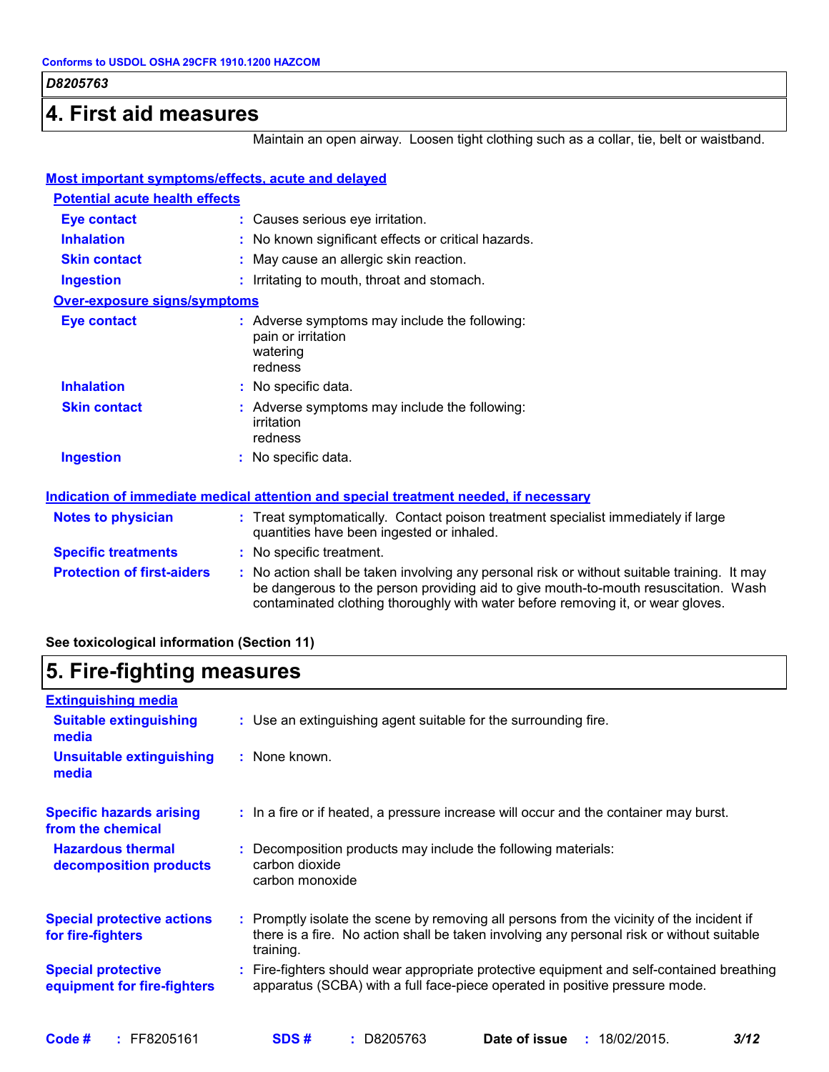## 4. First aid measures

Maintain an open airway. Loosen tight clothing such as a collar, tie, belt or waistband.

### Most important symptoms/effects, acute and delayed

#### Potential acute health effects

| | |
|---|---|
| **Eye contact** | Causes serious eye irritation. |
| **Inhalation** | No known significant effects or critical hazards. |
| **Skin contact** | May cause an allergic skin reaction. |
| **Ingestion** | Irritating to mouth, throat and stomach. |

#### Over-exposure signs/symptoms

| | |
|---|---|
| **Eye contact** | Adverse symptoms may include the following:<br>pain or irritation<br>watering<br>redness |
| **Inhalation** | No specific data. |
| **Skin contact** | Adverse symptoms may include the following:<br>irritation<br>redness |
| **Ingestion** | No specific data. |

### Indication of immediate medical attention and special treatment needed, if necessary

| | |
|---|---|
| **Notes to physician** | Treat symptomatically. Contact poison treatment specialist immediately if large quantities have been ingested or inhaled. |
| **Specific treatments** | No specific treatment. |
| **Protection of first-aiders** | No action shall be taken involving any personal risk or without suitable training. It may be dangerous to the person providing aid to give mouth-to-mouth resuscitation. Wash contaminated clothing thoroughly with water before removing it, or wear gloves. |

**See toxicological information (Section 11)**

## 5. Fire-fighting measures

### Extinguishing media

| | |
|---|---|
| **Suitable extinguishing media** | Use an extinguishing agent suitable for the surrounding fire. |
| **Unsuitable extinguishing media** | None known. |

| | |
|---|---|
| **Specific hazards arising from the chemical** | In a fire or if heated, a pressure increase will occur and the container may burst. |
| **Hazardous thermal decomposition products** | Decomposition products may include the following materials:<br>carbon dioxide<br>carbon monoxide |
| **Special protective actions for fire-fighters** | Promptly isolate the scene by removing all persons from the vicinity of the incident if there is a fire. No action shall be taken involving any personal risk or without suitable training. |
| **Special protective equipment for fire-fighters** | Fire-fighters should wear appropriate protective equipment and self-contained breathing apparatus (SCBA) with a full face-piece operated in positive pressure mode. |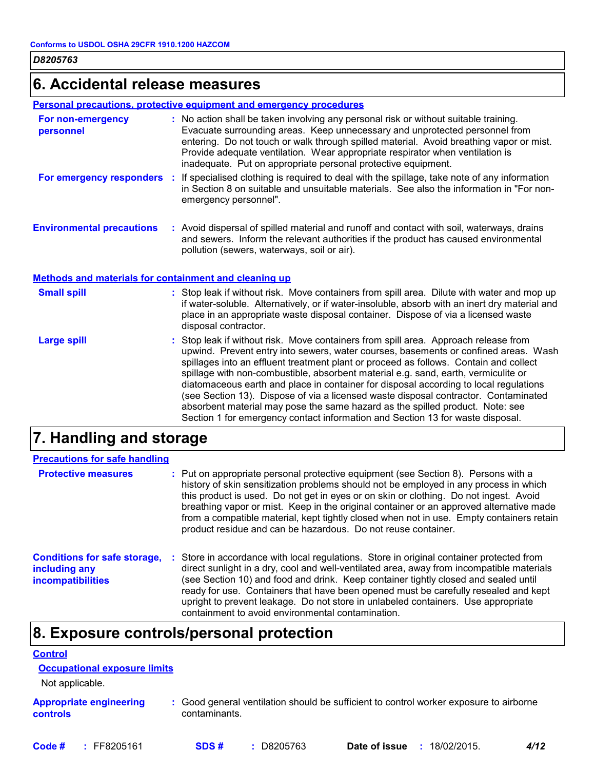## 6. Accidental release measures

### Personal precautions, protective equipment and emergency procedures

**For non-emergency personnel** : No action shall be taken involving any personal risk or without suitable training. Evacuate surrounding areas. Keep unnecessary and unprotected personnel from entering. Do not touch or walk through spilled material. Avoid breathing vapor or mist. Provide adequate ventilation. Wear appropriate respirator when ventilation is inadequate. Put on appropriate personal protective equipment.

**For emergency responders** : If specialised clothing is required to deal with the spillage, take note of any information in Section 8 on suitable and unsuitable materials. See also the information in "For non-emergency personnel".

**Environmental precautions** : Avoid dispersal of spilled material and runoff and contact with soil, waterways, drains and sewers. Inform the relevant authorities if the product has caused environmental pollution (sewers, waterways, soil or air).

### Methods and materials for containment and cleaning up

**Small spill** : Stop leak if without risk. Move containers from spill area. Dilute with water and mop up if water-soluble. Alternatively, or if water-insoluble, absorb with an inert dry material and place in an appropriate waste disposal container. Dispose of via a licensed waste disposal contractor.

**Large spill** : Stop leak if without risk. Move containers from spill area. Approach release from upwind. Prevent entry into sewers, water courses, basements or confined areas. Wash spillages into an effluent treatment plant or proceed as follows. Contain and collect spillage with non-combustible, absorbent material e.g. sand, earth, vermiculite or diatomaceous earth and place in container for disposal according to local regulations (see Section 13). Dispose of via a licensed waste disposal contractor. Contaminated absorbent material may pose the same hazard as the spilled product. Note: see Section 1 for emergency contact information and Section 13 for waste disposal.

## 7. Handling and storage

### Precautions for safe handling

**Protective measures** : Put on appropriate personal protective equipment (see Section 8). Persons with a history of skin sensitization problems should not be employed in any process in which this product is used. Do not get in eyes or on skin or clothing. Do not ingest. Avoid breathing vapor or mist. Keep in the original container or an approved alternative made from a compatible material, kept tightly closed when not in use. Empty containers retain product residue and can be hazardous. Do not reuse container.

**Conditions for safe storage, including any incompatibilities** : Store in accordance with local regulations. Store in original container protected from direct sunlight in a dry, cool and well-ventilated area, away from incompatible materials (see Section 10) and food and drink. Keep container tightly closed and sealed until ready for use. Containers that have been opened must be carefully resealed and kept upright to prevent leakage. Do not store in unlabeled containers. Use appropriate containment to avoid environmental contamination.

## 8. Exposure controls/personal protection

### Control

#### Occupational exposure limits

Not applicable.

**Appropriate engineering controls** : Good general ventilation should be sufficient to control worker exposure to airborne contaminants.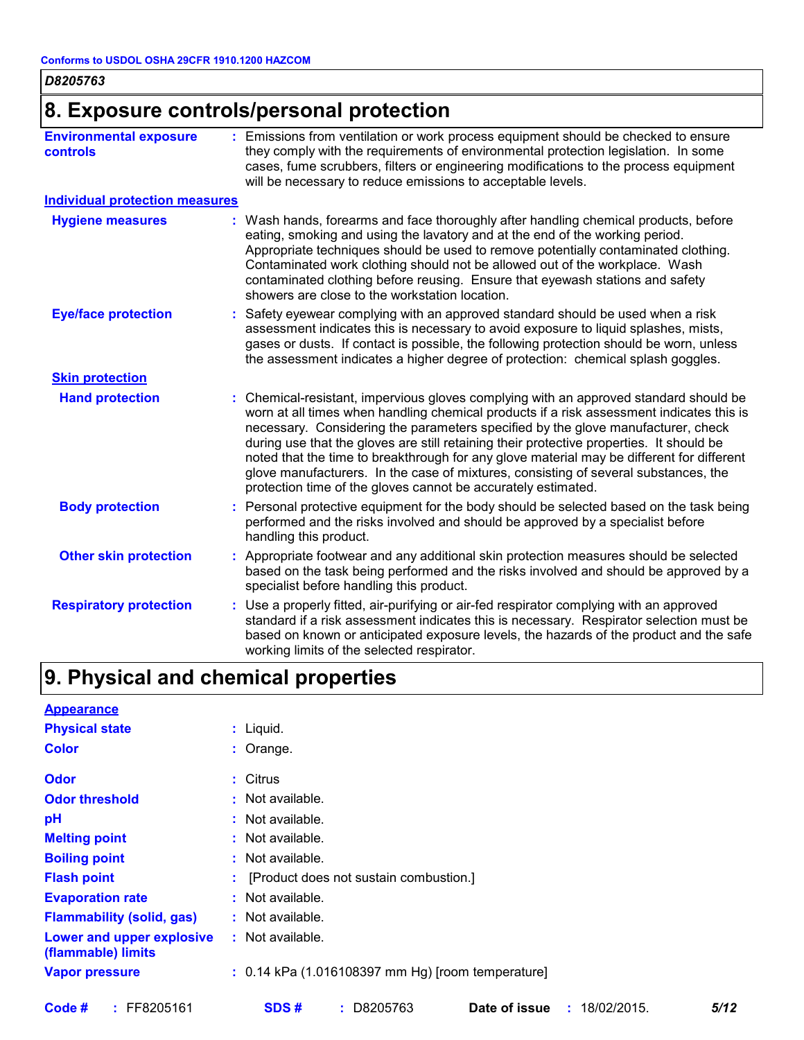## 8. Exposure controls/personal protection

**Environmental exposure controls** : Emissions from ventilation or work process equipment should be checked to ensure they comply with the requirements of environmental protection legislation. In some cases, fume scrubbers, filters or engineering modifications to the process equipment will be necessary to reduce emissions to acceptable levels.

**Individual protection measures**

**Hygiene measures** : Wash hands, forearms and face thoroughly after handling chemical products, before eating, smoking and using the lavatory and at the end of the working period. Appropriate techniques should be used to remove potentially contaminated clothing. Contaminated work clothing should not be allowed out of the workplace. Wash contaminated clothing before reusing. Ensure that eyewash stations and safety showers are close to the workstation location.

**Eye/face protection** : Safety eyewear complying with an approved standard should be used when a risk assessment indicates this is necessary to avoid exposure to liquid splashes, mists, gases or dusts. If contact is possible, the following protection should be worn, unless the assessment indicates a higher degree of protection: chemical splash goggles.

**Skin protection**

**Hand protection** : Chemical-resistant, impervious gloves complying with an approved standard should be worn at all times when handling chemical products if a risk assessment indicates this is necessary. Considering the parameters specified by the glove manufacturer, check during use that the gloves are still retaining their protective properties. It should be noted that the time to breakthrough for any glove material may be different for different glove manufacturers. In the case of mixtures, consisting of several substances, the protection time of the gloves cannot be accurately estimated.

**Body protection** : Personal protective equipment for the body should be selected based on the task being performed and the risks involved and should be approved by a specialist before handling this product.

**Other skin protection** : Appropriate footwear and any additional skin protection measures should be selected based on the task being performed and the risks involved and should be approved by a specialist before handling this product.

**Respiratory protection** : Use a properly fitted, air-purifying or air-fed respirator complying with an approved standard if a risk assessment indicates this is necessary. Respirator selection must be based on known or anticipated exposure levels, the hazards of the product and the safe working limits of the selected respirator.

## 9. Physical and chemical properties

**Appearance**

| | |
|---|---|
| **Physical state** | : Liquid. |
| **Color** | : Orange. |
| **Odor** | : Citrus |
| **Odor threshold** | : Not available. |
| **pH** | : Not available. |
| **Melting point** | : Not available. |
| **Boiling point** | : Not available. |
| **Flash point** | : [Product does not sustain combustion.] |
| **Evaporation rate** | : Not available. |
| **Flammability (solid, gas)** | : Not available. |
| **Lower and upper explosive (flammable) limits** | : Not available. |
| **Vapor pressure** | : 0.14 kPa (1.016108397 mm Hg) [room temperature] |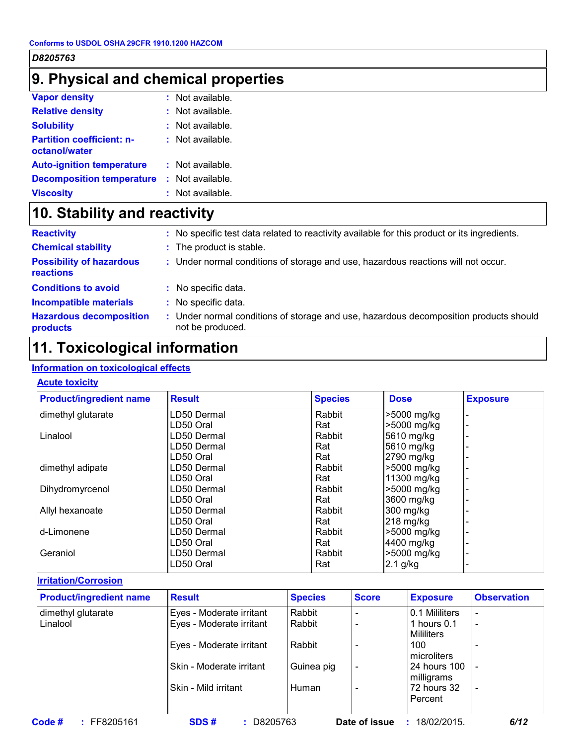Conforms to USDOL OSHA 29CFR 1910.1200 HAZCOM

*D8205763*

# 9. Physical and chemical properties

| | | |
|---|---|---|
| **Vapor density** | : | Not available. |
| **Relative density** | : | Not available. |
| **Solubility** | : | Not available. |
| **Partition coefficient: n-octanol/water** | : | Not available. |
| **Auto-ignition temperature** | : | Not available. |
| **Decomposition temperature** | : | Not available. |
| **Viscosity** | : | Not available. |

# 10. Stability and reactivity

| | | |
|---|---|---|
| **Reactivity** | : | No specific test data related to reactivity available for this product or its ingredients. |
| **Chemical stability** | : | The product is stable. |
| **Possibility of hazardous reactions** | : | Under normal conditions of storage and use, hazardous reactions will not occur. |
| **Conditions to avoid** | : | No specific data. |
| **Incompatible materials** | : | No specific data. |
| **Hazardous decomposition products** | : | Under normal conditions of storage and use, hazardous decomposition products should not be produced. |

# 11. Toxicological information

## Information on toxicological effects

### Acute toxicity

| Product/ingredient name | Result | Species | Dose | Exposure |
|---|---|---|---|---|
| dimethyl glutarate | LD50 Dermal | Rabbit | >5000 mg/kg | - |
| | LD50 Oral | Rat | >5000 mg/kg | - |
| Linalool | LD50 Dermal | Rabbit | 5610 mg/kg | - |
| | LD50 Dermal | Rat | 5610 mg/kg | - |
| | LD50 Oral | Rat | 2790 mg/kg | - |
| dimethyl adipate | LD50 Dermal | Rabbit | >5000 mg/kg | - |
| | LD50 Oral | Rat | 11300 mg/kg | - |
| Dihydromyrcenol | LD50 Dermal | Rabbit | >5000 mg/kg | - |
| | LD50 Oral | Rat | 3600 mg/kg | - |
| Allyl hexanoate | LD50 Dermal | Rabbit | 300 mg/kg | - |
| | LD50 Oral | Rat | 218 mg/kg | - |
| d-Limonene | LD50 Dermal | Rabbit | >5000 mg/kg | - |
| | LD50 Oral | Rat | 4400 mg/kg | - |
| Geraniol | LD50 Dermal | Rabbit | >5000 mg/kg | - |
| | LD50 Oral | Rat | 2.1 g/kg | - |

### Irritation/Corrosion

| Product/ingredient name | Result | Species | Score | Exposure | Observation |
|---|---|---|---|---|---|
| dimethyl glutarate | Eyes - Moderate irritant | Rabbit | - | 0.1 Mililiters | - |
| Linalool | Eyes - Moderate irritant | Rabbit | - | 1 hours 0.1 Mililiters | - |
| | Eyes - Moderate irritant | Rabbit | - | 100 microliters | - |
| | Skin - Moderate irritant | Guinea pig | - | 24 hours 100 milligrams | - |
| | Skin - Mild irritant | Human | - | 72 hours 32 Percent | - |

**Code #** : FF8205161 **SDS #** : D8205763 **Date of issue** : 18/02/2015.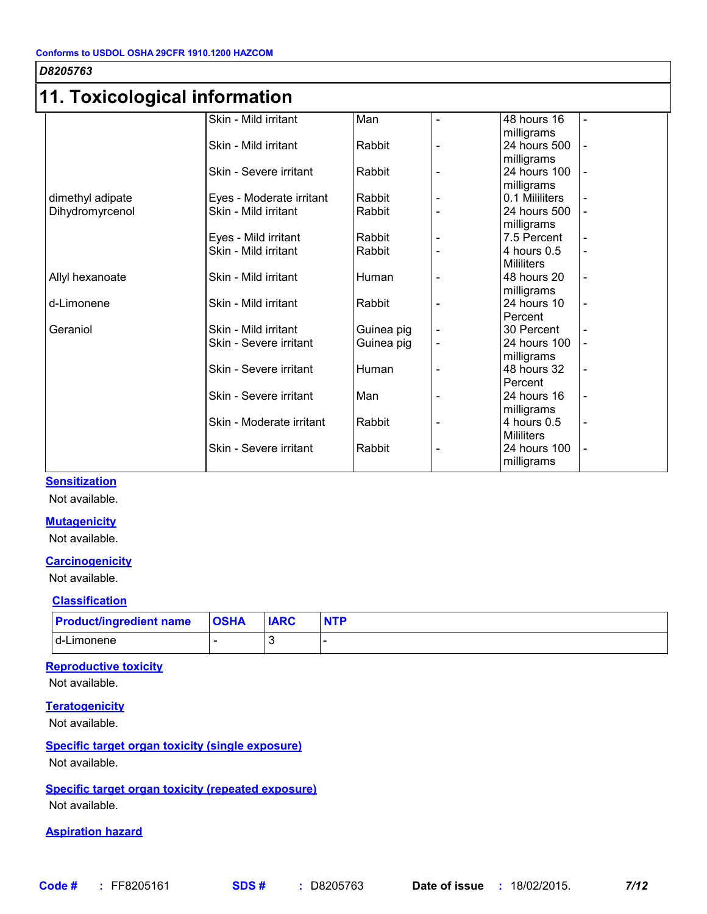## 11. Toxicological information

| | | | | | |
|---|---|---|---|---|---|
| | Skin - Mild irritant | Man | - | 48 hours 16 milligrams | - |
| | Skin - Mild irritant | Rabbit | - | 24 hours 500 milligrams | - |
| | Skin - Severe irritant | Rabbit | - | 24 hours 100 milligrams | - |
| dimethyl adipate | Eyes - Moderate irritant | Rabbit | - | 0.1 Mililiters | - |
| Dihydromyrcenol | Skin - Mild irritant | Rabbit | - | 24 hours 500 milligrams | - |
| | Eyes - Mild irritant | Rabbit | - | 7.5 Percent | - |
| | Skin - Mild irritant | Rabbit | - | 4 hours 0.5 Mililiters | - |
| Allyl hexanoate | Skin - Mild irritant | Human | - | 48 hours 20 milligrams | - |
| d-Limonene | Skin - Mild irritant | Rabbit | - | 24 hours 10 Percent | - |
| Geraniol | Skin - Mild irritant | Guinea pig | - | 30 Percent | - |
| | Skin - Severe irritant | Guinea pig | - | 24 hours 100 milligrams | - |
| | Skin - Severe irritant | Human | - | 48 hours 32 Percent | - |
| | Skin - Severe irritant | Man | - | 24 hours 16 milligrams | - |
| | Skin - Moderate irritant | Rabbit | - | 4 hours 0.5 Mililiters | - |
| | Skin - Severe irritant | Rabbit | - | 24 hours 100 milligrams | - |

**Sensitization**

Not available.

**Mutagenicity**

Not available.

**Carcinogenicity**

Not available.

**Classification**

| Product/ingredient name | OSHA | IARC | NTP |
|---|---|---|---|
| d-Limonene | - | 3 | - |

**Reproductive toxicity**

Not available.

**Teratogenicity**

Not available.

**Specific target organ toxicity (single exposure)**

Not available.

**Specific target organ toxicity (repeated exposure)**

Not available.

**Aspiration hazard**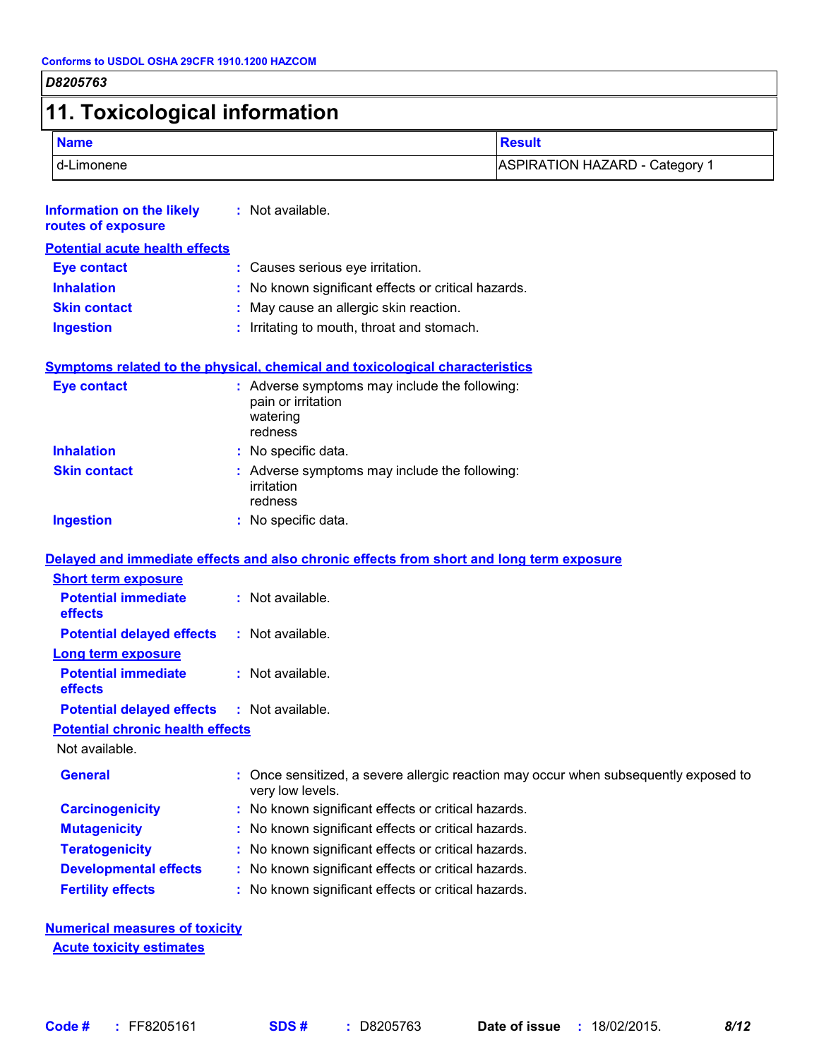## 11. Toxicological information

| Name | Result |
| --- | --- |
| d-Limonene | ASPIRATION HAZARD - Category 1 |

**Information on the likely routes of exposure** : Not available.

**Potential acute health effects**

**Eye contact** : Causes serious eye irritation.

**Inhalation** : No known significant effects or critical hazards.

**Skin contact** : May cause an allergic skin reaction.

**Ingestion** : Irritating to mouth, throat and stomach.

**Symptoms related to the physical, chemical and toxicological characteristics**

**Eye contact** : Adverse symptoms may include the following:
pain or irritation
watering
redness

**Inhalation** : No specific data.

**Skin contact** : Adverse symptoms may include the following:
irritation
redness

**Ingestion** : No specific data.

**Delayed and immediate effects and also chronic effects from short and long term exposure**

**Short term exposure**

**Potential immediate effects** : Not available.

**Potential delayed effects** : Not available.

**Long term exposure**

**Potential immediate effects** : Not available.

**Potential delayed effects** : Not available.

**Potential chronic health effects**

Not available.

**General** : Once sensitized, a severe allergic reaction may occur when subsequently exposed to very low levels.

**Carcinogenicity** : No known significant effects or critical hazards.

**Mutagenicity** : No known significant effects or critical hazards.

**Teratogenicity** : No known significant effects or critical hazards.

**Developmental effects** : No known significant effects or critical hazards.

**Fertility effects** : No known significant effects or critical hazards.

**Numerical measures of toxicity**

**Acute toxicity estimates**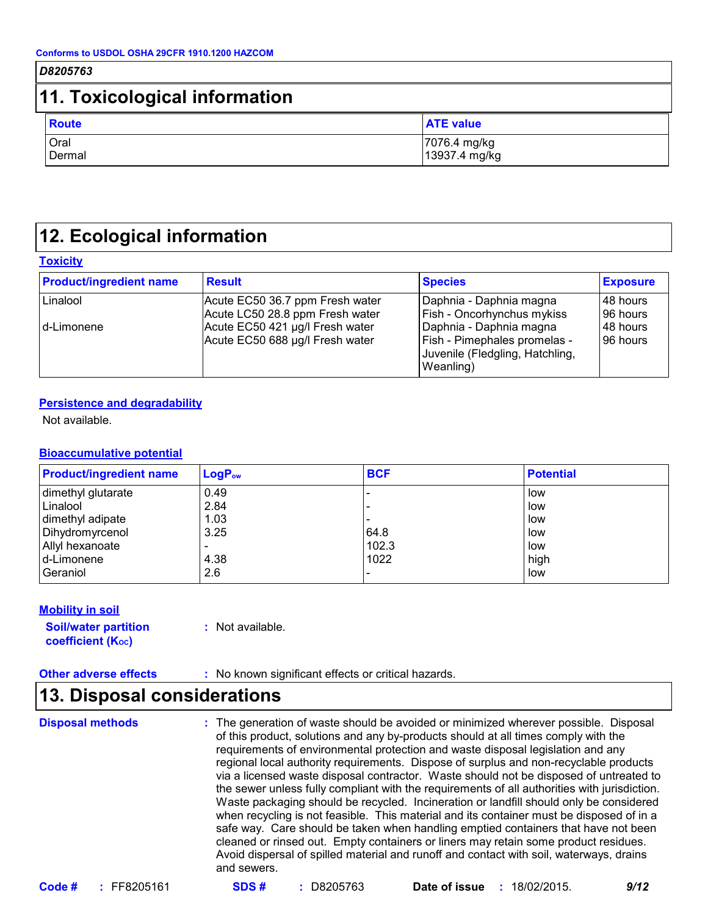**D8205763**

# 11. Toxicological information

| Route | ATE value |
|---|---|
| Oral | 7076.4 mg/kg |
| Dermal | 13937.4 mg/kg |

# 12. Ecological information

**Toxicity**

| Product/ingredient name | Result | Species | Exposure |
|---|---|---|---|
| Linalool | Acute EC50 36.7 ppm Fresh water | Daphnia - Daphnia magna | 48 hours |
| | Acute LC50 28.8 ppm Fresh water | Fish - Oncorhynchus mykiss | 96 hours |
| d-Limonene | Acute EC50 421 µg/l Fresh water | Daphnia - Daphnia magna | 48 hours |
| | Acute EC50 688 µg/l Fresh water | Fish - Pimephales promelas - Juvenile (Fledgling, Hatchling, Weanling) | 96 hours |

**Persistence and degradability**

Not available.

**Bioaccumulative potential**

| Product/ingredient name | $LogP_{ow}$ | BCF | Potential |
|---|---|---|---|
| dimethyl glutarate | 0.49 | - | low |
| Linalool | 2.84 | - | low |
| dimethyl adipate | 1.03 | - | low |
| Dihydromyrcenol | 3.25 | 64.8 | low |
| Allyl hexanoate | - | 102.3 | low |
| d-Limonene | 4.38 | 1022 | high |
| Geraniol | 2.6 | - | low |

**Mobility in soil**

**Soil/water partition coefficient ($K_{OC}$)** : Not available.

**Other adverse effects** : No known significant effects or critical hazards.

# 13. Disposal considerations

**Disposal methods** : The generation of waste should be avoided or minimized wherever possible. Disposal of this product, solutions and any by-products should at all times comply with the requirements of environmental protection and waste disposal legislation and any regional local authority requirements. Dispose of surplus and non-recyclable products via a licensed waste disposal contractor. Waste should not be disposed of untreated to the sewer unless fully compliant with the requirements of all authorities with jurisdiction. Waste packaging should be recycled. Incineration or landfill should only be considered when recycling is not feasible. This material and its container must be disposed of in a safe way. Care should be taken when handling emptied containers that have not been cleaned or rinsed out. Empty containers or liners may retain some product residues. Avoid dispersal of spilled material and runoff and contact with soil, waterways, drains and sewers.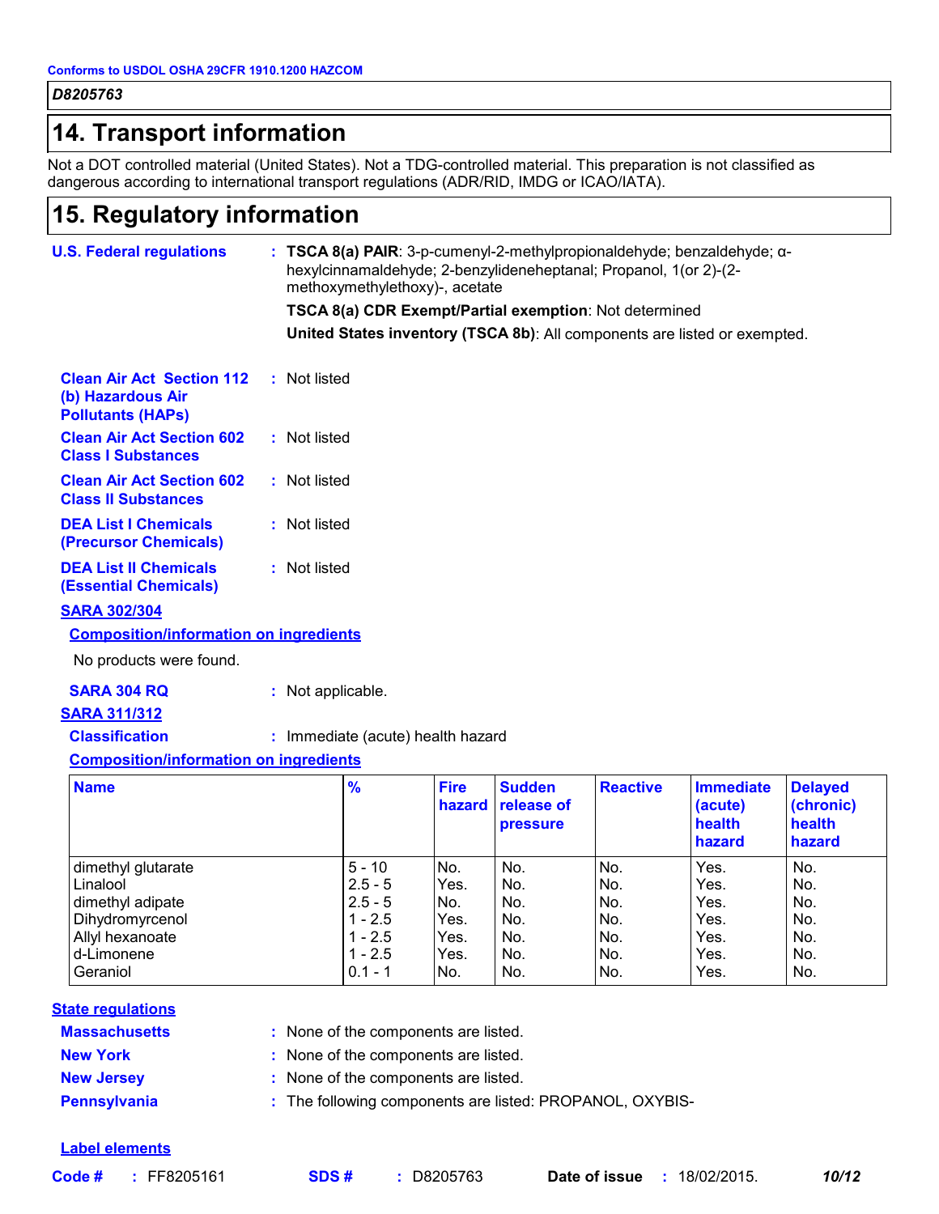Conforms to USDOL OSHA 29CFR 1910.1200 HAZCOM

*D8205763*

## 14. Transport information

Not a DOT controlled material (United States). Not a TDG-controlled material. This preparation is not classified as dangerous according to international transport regulations (ADR/RID, IMDG or ICAO/IATA).

## 15. Regulatory information

**U.S. Federal regulations** : **TSCA 8(a) PAIR**: 3-p-cumenyl-2-methylpropionaldehyde; benzaldehyde; α-hexylcinnamaldehyde; 2-benzylideneheptanal; Propanol, 1(or 2)-(2-methoxymethylethoxy)-, acetate

**TSCA 8(a) CDR Exempt/Partial exemption**: Not determined

**United States inventory (TSCA 8b)**: All components are listed or exempted.

**Clean Air Act Section 112 (b) Hazardous Air Pollutants (HAPs)** : Not listed

**Clean Air Act Section 602 Class I Substances** : Not listed

**Clean Air Act Section 602 Class II Substances** : Not listed

**DEA List I Chemicals (Precursor Chemicals)** : Not listed

**DEA List II Chemicals (Essential Chemicals)** : Not listed

**SARA 302/304**

**Composition/information on ingredients**

No products were found.

**SARA 304 RQ** : Not applicable.

**SARA 311/312**

**Classification** : Immediate (acute) health hazard

**Composition/information on ingredients**

| Name | % | Fire hazard | Sudden release of pressure | Reactive | Immediate (acute) health hazard | Delayed (chronic) health hazard |
|---|---|---|---|---|---|---|
| dimethyl glutarate | 5 - 10 | No. | No. | No. | Yes. | No. |
| Linalool | 2.5 - 5 | Yes. | No. | No. | Yes. | No. |
| dimethyl adipate | 2.5 - 5 | No. | No. | No. | Yes. | No. |
| Dihydromyrcenol | 1 - 2.5 | Yes. | No. | No. | Yes. | No. |
| Allyl hexanoate | 1 - 2.5 | Yes. | No. | No. | Yes. | No. |
| d-Limonene | 1 - 2.5 | Yes. | No. | No. | Yes. | No. |
| Geraniol | 0.1 - 1 | No. | No. | No. | Yes. | No. |

**State regulations**

**Massachusetts** : None of the components are listed.

**New York** : None of the components are listed.

**New Jersey** : None of the components are listed.

**Pennsylvania** : The following components are listed: PROPANOL, OXYBIS-

**Label elements**

**Code #** : FF8205161 **SDS #** : D8205763 **Date of issue** : 18/02/2015.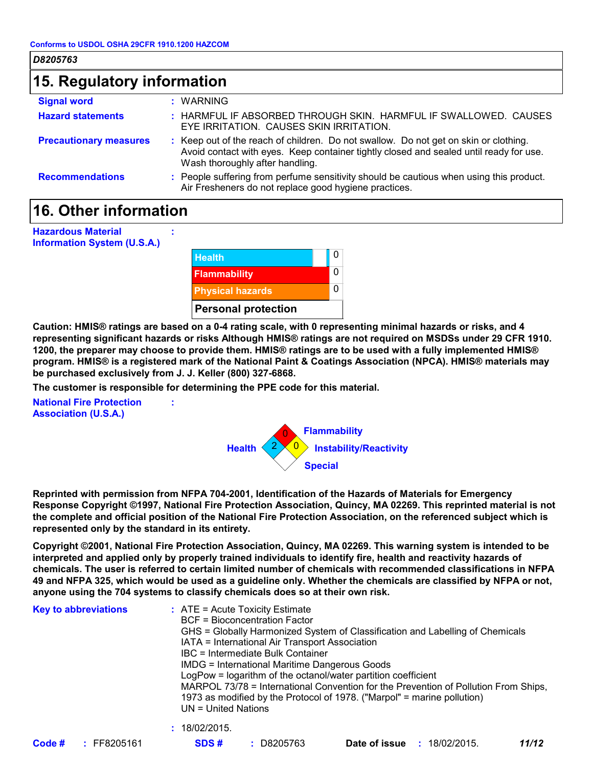Conforms to USDOL OSHA 29CFR 1910.1200 HAZCOM

*D8205763*

## 15. Regulatory information

**Signal word** : WARNING

**Hazard statements** : HARMFUL IF ABSORBED THROUGH SKIN. HARMFUL IF SWALLOWED. CAUSES EYE IRRITATION. CAUSES SKIN IRRITATION.

**Precautionary measures** : Keep out of the reach of children. Do not swallow. Do not get on skin or clothing. Avoid contact with eyes. Keep container tightly closed and sealed until ready for use. Wash thoroughly after handling.

**Recommendations** : People suffering from perfume sensitivity should be cautious when using this product. Air Fresheners do not replace good hygiene practices.

## 16. Other information

**Hazardous Material Information System (U.S.A.)** :

| | |
|---|---|
| Health | 0 |
| Flammability | 0 |
| Physical hazards | 0 |
| Personal protection | |

**Caution: HMIS® ratings are based on a 0-4 rating scale, with 0 representing minimal hazards or risks, and 4 representing significant hazards or risks Although HMIS® ratings are not required on MSDSs under 29 CFR 1910. 1200, the preparer may choose to provide them. HMIS® ratings are to be used with a fully implemented HMIS® program. HMIS® is a registered mark of the National Paint & Coatings Association (NPCA). HMIS® materials may be purchased exclusively from J. J. Keller (800) 327-6868.**

**The customer is responsible for determining the PPE code for this material.**

**National Fire Protection Association (U.S.A.)** :

| | |
|---|---|
| Health | 2 |
| Flammability | 0 |
| Instability/Reactivity | 0 |
| Special | |

**Reprinted with permission from NFPA 704-2001, Identification of the Hazards of Materials for Emergency Response Copyright ©1997, National Fire Protection Association, Quincy, MA 02269. This reprinted material is not the complete and official position of the National Fire Protection Association, on the referenced subject which is represented only by the standard in its entirety.**

**Copyright ©2001, National Fire Protection Association, Quincy, MA 02269. This warning system is intended to be interpreted and applied only by properly trained individuals to identify fire, health and reactivity hazards of chemicals. The user is referred to certain limited number of chemicals with recommended classifications in NFPA 49 and NFPA 325, which would be used as a guideline only. Whether the chemicals are classified by NFPA or not, anyone using the 704 systems to classify chemicals does so at their own risk.**

**Key to abbreviations** : ATE = Acute Toxicity Estimate
BCF = Bioconcentration Factor
GHS = Globally Harmonized System of Classification and Labelling of Chemicals
IATA = International Air Transport Association
IBC = Intermediate Bulk Container
IMDG = International Maritime Dangerous Goods
LogPow = logarithm of the octanol/water partition coefficient
MARPOL 73/78 = International Convention for the Prevention of Pollution From Ships, 1973 as modified by the Protocol of 1978. ("Marpol" = marine pollution)
UN = United Nations

: 18/02/2015.

**Code #** : FF8205161 **SDS #** : D8205763 **Date of issue** : 18/02/2015.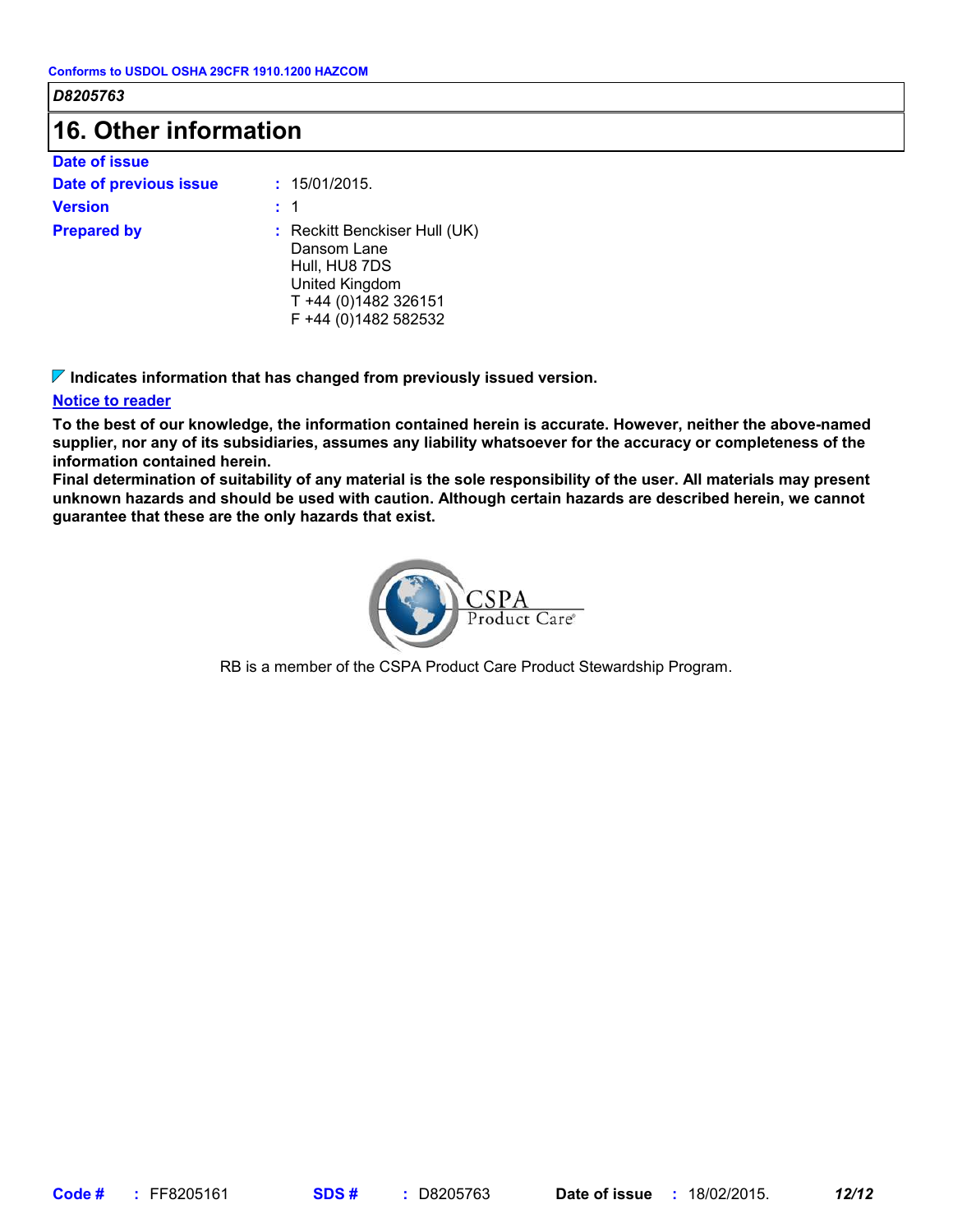Conforms to USDOL OSHA 29CFR 1910.1200 HAZCOM

*D8205763*

# 16. Other information

**Date of issue**

**Date of previous issue** : 15/01/2015.

**Version** : 1

**Prepared by** : Reckitt Benckiser Hull (UK)
Dansom Lane
Hull, HU8 7DS
United Kingdom
T +44 (0)1482 326151
F +44 (0)1482 582532

**Indicates information that has changed from previously issued version.**

**Notice to reader**

**To the best of our knowledge, the information contained herein is accurate. However, neither the above-named supplier, nor any of its subsidiaries, assumes any liability whatsoever for the accuracy or completeness of the information contained herein.**
**Final determination of suitability of any material is the sole responsibility of the user. All materials may present unknown hazards and should be used with caution. Although certain hazards are described herein, we cannot guarantee that these are the only hazards that exist.**

CSPA Product Care

RB is a member of the CSPA Product Care Product Stewardship Program.

**Code #** : FF8205161 **SDS #** : D8205763 **Date of issue** : 18/02/2015.